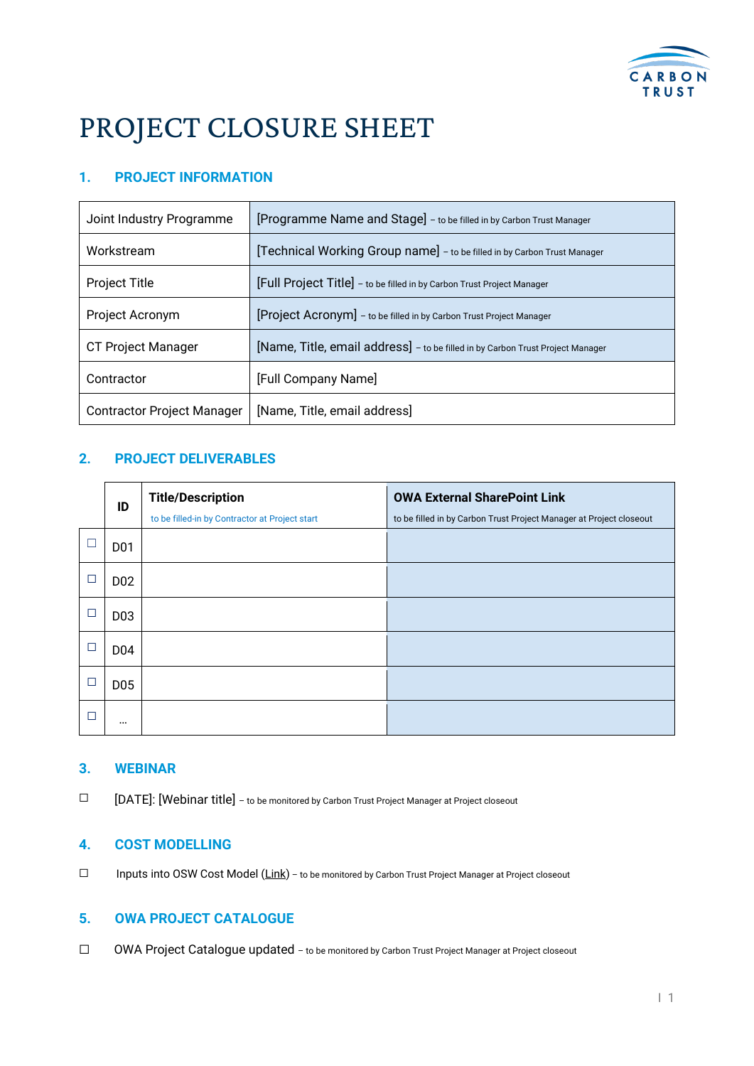# PROJECT CLOSURE SHEET

## 1. PROJECT INFORMATION

| | |
|---|---|
| Joint Industry Programme | [Programme Name and Stage] – to be filled in by Carbon Trust Manager |
| Workstream | [Technical Working Group name] – to be filled in by Carbon Trust Manager |
| Project Title | [Full Project Title] – to be filled in by Carbon Trust Project Manager |
| Project Acronym | [Project Acronym] – to be filled in by Carbon Trust Project Manager |
| CT Project Manager | [Name, Title, email address] – to be filled in by Carbon Trust Project Manager |
| Contractor | [Full Company Name] |
| Contractor Project Manager | [Name, Title, email address] |

## 2. PROJECT DELIVERABLES

| | ID | Title/Description<br>to be filled-in by Contractor at Project start | OWA External SharePoint Link<br>to be filled in by Carbon Trust Project Manager at Project closeout |
|---|---|---|---|
| ☐ | D01 | | |
| ☐ | D02 | | |
| ☐ | D03 | | |
| ☐ | D04 | | |
| ☐ | D05 | | |
| ☐ | ... | | |

## 3. WEBINAR

☐ [DATE]: [Webinar title] – to be monitored by Carbon Trust Project Manager at Project closeout

## 4. COST MODELLING

☐ Inputs into OSW Cost Model (Link) – to be monitored by Carbon Trust Project Manager at Project closeout

## 5. OWA PROJECT CATALOGUE

☐ OWA Project Catalogue updated – to be monitored by Carbon Trust Project Manager at Project closeout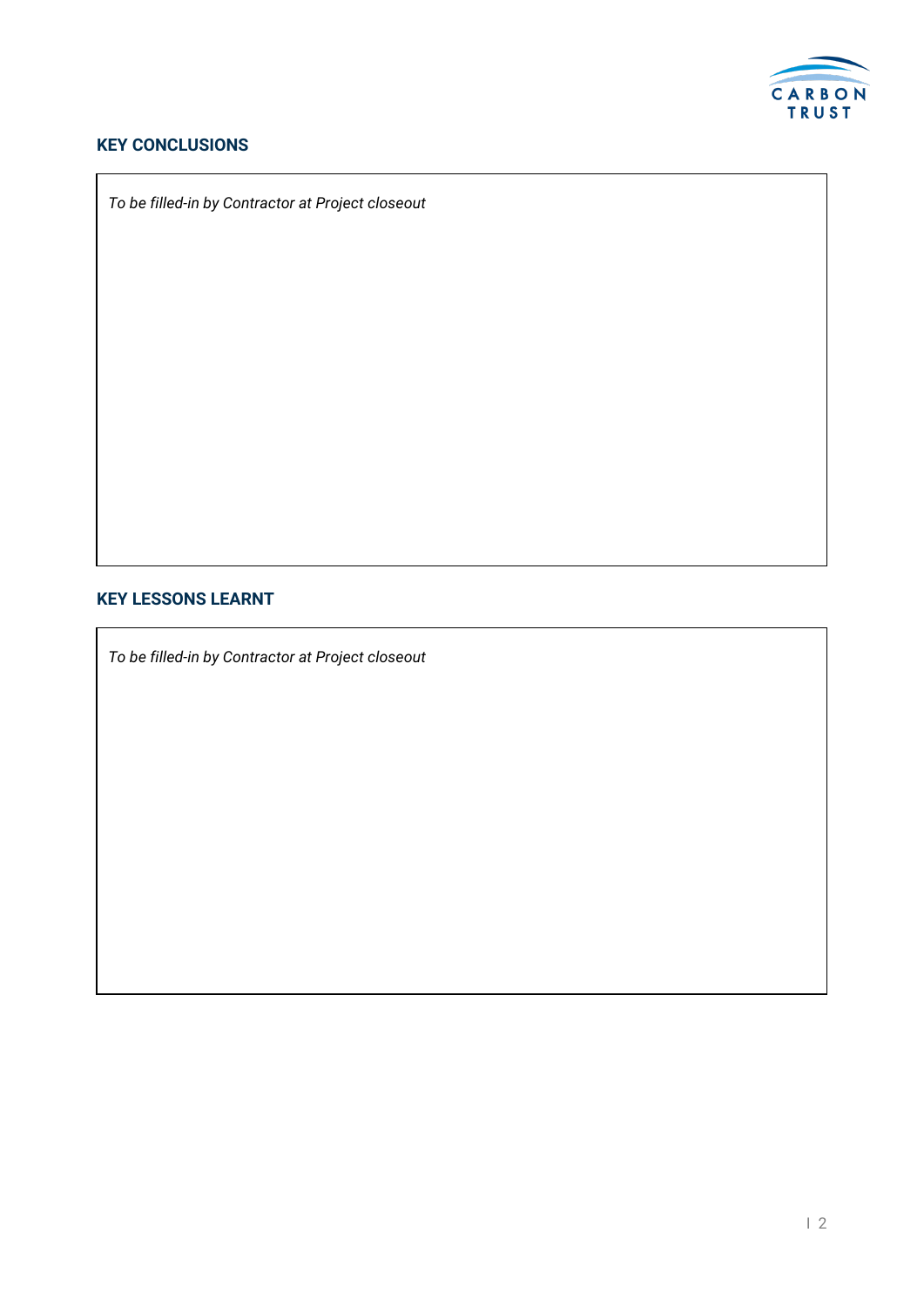## KEY CONCLUSIONS

*To be filled-in by Contractor at Project closeout*

## KEY LESSONS LEARNT

*To be filled-in by Contractor at Project closeout*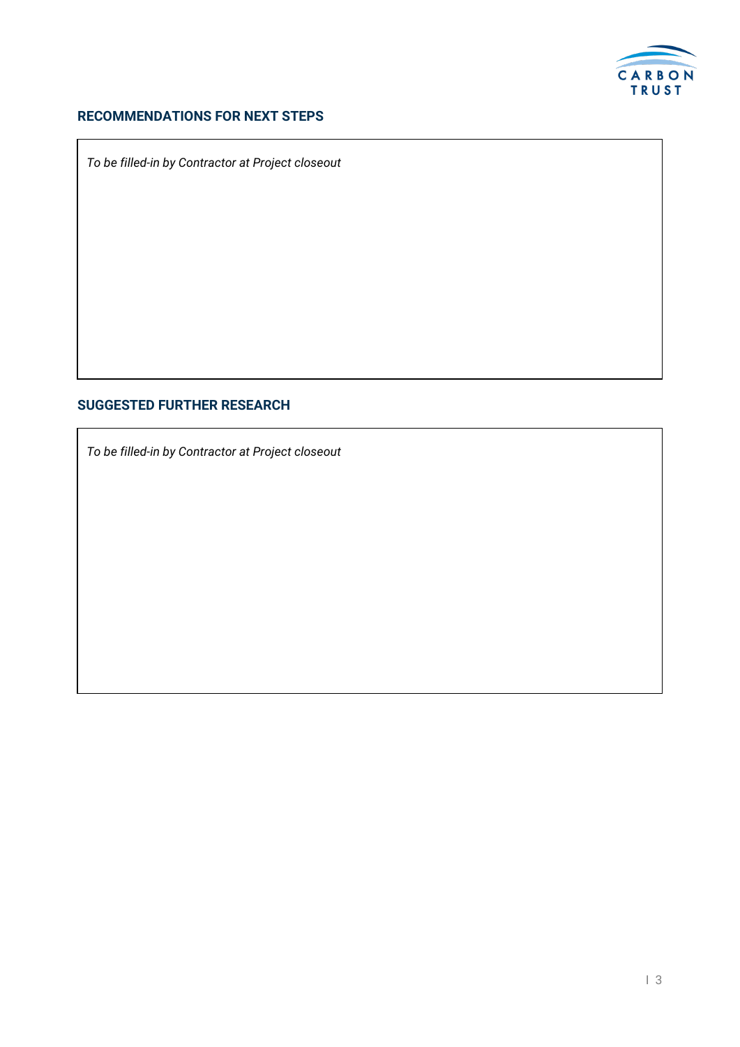## RECOMMENDATIONS FOR NEXT STEPS

*To be filled-in by Contractor at Project closeout*

## SUGGESTED FURTHER RESEARCH

*To be filled-in by Contractor at Project closeout*